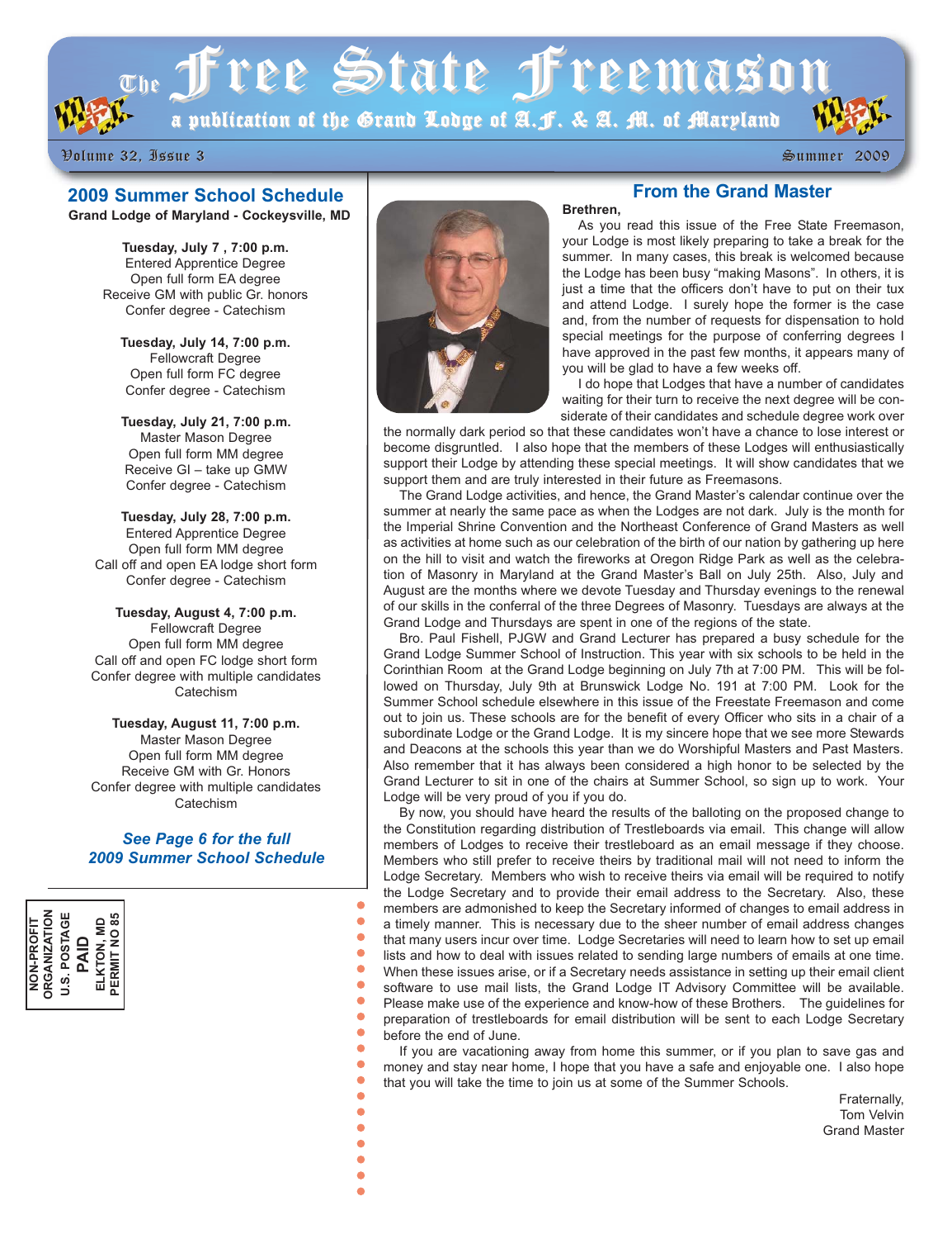# The Free State Freemason

a publication of the Grand Lodge of A.F. & A.M. of Maryland

Volume 32, Issue 3 — Summer 2009

## 2009 Summer School Schedule

**Grand Lodge of Maryland - Cockeysville, MD**

**Tuesday, July 7 , 7:00 p.m.**
Entered Apprentice Degree
Open full form EA degree
Receive GM with public Gr. honors
Confer degree - Catechism

**Tuesday, July 14, 7:00 p.m.**
Fellowcraft Degree
Open full form FC degree
Confer degree - Catechism

**Tuesday, July 21, 7:00 p.m.**
Master Mason Degree
Open full form MM degree
Receive GI – take up GMW
Confer degree - Catechism

**Tuesday, July 28, 7:00 p.m.**
Entered Apprentice Degree
Open full form MM degree
Call off and open EA lodge short form
Confer degree - Catechism

**Tuesday, August 4, 7:00 p.m.**
Fellowcraft Degree
Open full form MM degree
Call off and open FC lodge short form
Confer degree with multiple candidates
Catechism

**Tuesday, August 11, 7:00 p.m.**
Master Mason Degree
Open full form MM degree
Receive GM with Gr. Honors
Confer degree with multiple candidates
Catechism

***See Page 6 for the full 2009 Summer School Schedule***

NON-PROFIT ORGANIZATION
U.S. POSTAGE
PAID
ELKTON, MD
PERMIT NO 85

## From the Grand Master

**Brethren,**

As you read this issue of the Free State Freemason, your Lodge is most likely preparing to take a break for the summer. In many cases, this break is welcomed because the Lodge has been busy "making Masons". In others, it is just a time that the officers don't have to put on their tux and attend Lodge. I surely hope the former is the case and, from the number of requests for dispensation to hold special meetings for the purpose of conferring degrees I have approved in the past few months, it appears many of you will be glad to have a few weeks off.

I do hope that Lodges that have a number of candidates waiting for their turn to receive the next degree will be considerate of their candidates and schedule degree work over the normally dark period so that these candidates won't have a chance to lose interest or become disgruntled. I also hope that the members of these Lodges will enthusiastically support their Lodge by attending these special meetings. It will show candidates that we support them and are truly interested in their future as Freemasons.

The Grand Lodge activities, and hence, the Grand Master's calendar continue over the summer at nearly the same pace as when the Lodges are not dark. July is the month for the Imperial Shrine Convention and the Northeast Conference of Grand Masters as well as activities at home such as our celebration of the birth of our nation by gathering up here on the hill to visit and watch the fireworks at Oregon Ridge Park as well as the celebration of Masonry in Maryland at the Grand Master's Ball on July 25th. Also, July and August are the months where we devote Tuesday and Thursday evenings to the renewal of our skills in the conferral of the three Degrees of Masonry. Tuesdays are always at the Grand Lodge and Thursdays are spent in one of the regions of the state.

Bro. Paul Fishell, PJGW and Grand Lecturer has prepared a busy schedule for the Grand Lodge Summer School of Instruction. This year with six schools to be held in the Corinthian Room at the Grand Lodge beginning on July 7th at 7:00 PM. This will be followed on Thursday, July 9th at Brunswick Lodge No. 191 at 7:00 PM. Look for the Summer School schedule elsewhere in this issue of the Freestate Freemason and come out to join us. These schools are for the benefit of every Officer who sits in a chair of a subordinate Lodge or the Grand Lodge. It is my sincere hope that we see more Stewards and Deacons at the schools this year than we do Worshipful Masters and Past Masters. Also remember that it has always been considered a high honor to be selected by the Grand Lecturer to sit in one of the chairs at Summer School, so sign up to work. Your Lodge will be very proud of you if you do.

By now, you should have heard the results of the balloting on the proposed change to the Constitution regarding distribution of Trestleboards via email. This change will allow members of Lodges to receive their trestleboard as an email message if they choose. Members who still prefer to receive theirs by traditional mail will not need to inform the Lodge Secretary. Members who wish to receive theirs via email will be required to notify the Lodge Secretary and to provide their email address to the Secretary. Also, these members are admonished to keep the Secretary informed of changes to email address in a timely manner. This is necessary due to the sheer number of email address changes that many users incur over time. Lodge Secretaries will need to learn how to set up email lists and how to deal with issues related to sending large numbers of emails at one time. When these issues arise, or if a Secretary needs assistance in setting up their email client software to use mail lists, the Grand Lodge IT Advisory Committee will be available. Please make use of the experience and know-how of these Brothers. The guidelines for preparation of trestleboards for email distribution will be sent to each Lodge Secretary before the end of June.

If you are vacationing away from home this summer, or if you plan to save gas and money and stay near home, I hope that you have a safe and enjoyable one. I also hope that you will take the time to join us at some of the Summer Schools.

Fraternally,
Tom Velvin
Grand Master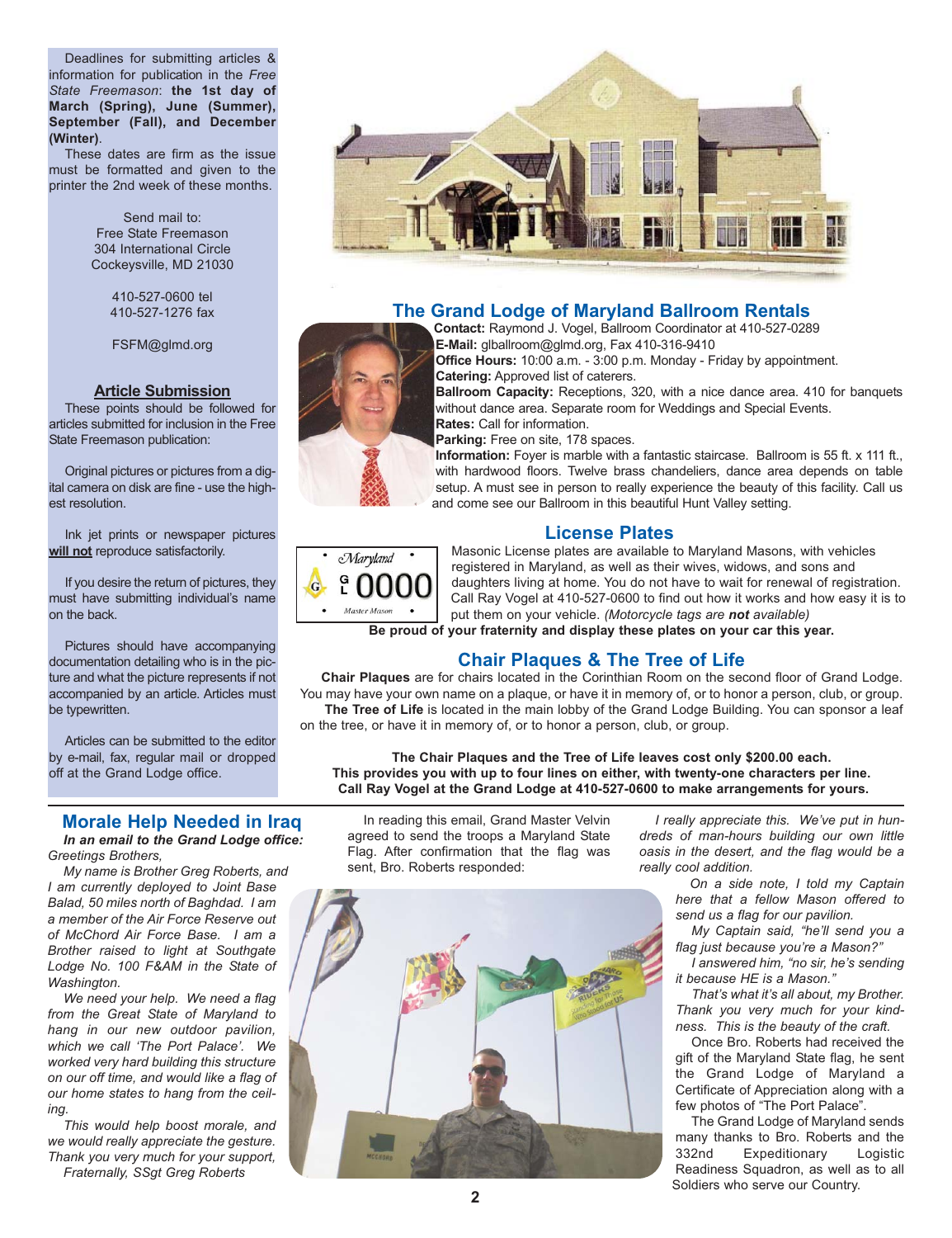Deadlines for submitting articles & information for publication in the *Free State Freemason*: **the 1st day of March (Spring), June (Summer), September (Fall), and December (Winter)**.

These dates are firm as the issue must be formatted and given to the printer the 2nd week of these months.

Send mail to:
Free State Freemason
304 International Circle
Cockeysville, MD 21030

410-527-0600 tel
410-527-1276 fax

FSFM@glmd.org

### Article Submission

These points should be followed for articles submitted for inclusion in the Free State Freemason publication:

Original pictures or pictures from a digital camera on disk are fine - use the highest resolution.

Ink jet prints or newspaper pictures **will not** reproduce satisfactorily.

If you desire the return of pictures, they must have submitting individual's name on the back.

Pictures should have accompanying documentation detailing who is in the picture and what the picture represents if not accompanied by an article. Articles must be typewritten.

Articles can be submitted to the editor by e-mail, fax, regular mail or dropped off at the Grand Lodge office.

## The Grand Lodge of Maryland Ballroom Rentals

**Contact:** Raymond J. Vogel, Ballroom Coordinator at 410-527-0289
**E-Mail:** glballroom@glmd.org, Fax 410-316-9410
**Office Hours:** 10:00 a.m. - 3:00 p.m. Monday - Friday by appointment.
**Catering:** Approved list of caterers.
**Ballroom Capacity:** Receptions, 320, with a nice dance area. 410 for banquets without dance area. Separate room for Weddings and Special Events.
**Rates:** Call for information.
**Parking:** Free on site, 178 spaces.
**Information:** Foyer is marble with a fantastic staircase. Ballroom is 55 ft. x 111 ft., with hardwood floors. Twelve brass chandeliers, dance area depends on table setup. A must see in person to really experience the beauty of this facility. Call us and come see our Ballroom in this beautiful Hunt Valley setting.

## License Plates

Masonic License plates are available to Maryland Masons, with vehicles registered in Maryland, as well as their wives, widows, and sons and daughters living at home. You do not have to wait for renewal of registration. Call Ray Vogel at 410-527-0600 to find out how it works and how easy it is to put them on your vehicle. *(Motorcycle tags are **not** available)*

**Be proud of your fraternity and display these plates on your car this year.**

## Chair Plaques & The Tree of Life

**Chair Plaques** are for chairs located in the Corinthian Room on the second floor of Grand Lodge. You may have your own name on a plaque, or have it in memory of, or to honor a person, club, or group.

**The Tree of Life** is located in the main lobby of the Grand Lodge Building. You can sponsor a leaf on the tree, or have it in memory of, or to honor a person, club, or group.

**The Chair Plaques and the Tree of Life leaves cost only $200.00 each. This provides you with up to four lines on either, with twenty-one characters per line. Call Ray Vogel at the Grand Lodge at 410-527-0600 to make arrangements for yours.**

## Morale Help Needed in Iraq

***In an email to the Grand Lodge office:***

*Greetings Brothers,*

*My name is Brother Greg Roberts, and I am currently deployed to Joint Base Balad, 50 miles north of Baghdad. I am a member of the Air Force Reserve out of McChord Air Force Base. I am a Brother raised to light at Southgate Lodge No. 100 F&AM in the State of Washington.*

*We need your help. We need a flag from the Great State of Maryland to hang in our new outdoor pavilion, which we call 'The Port Palace'. We worked very hard building this structure on our off time, and would like a flag of our home states to hang from the ceiling.*

*This would help boost morale, and we would really appreciate the gesture. Thank you very much for your support,*

*Fraternally, SSgt Greg Roberts*

In reading this email, Grand Master Velvin agreed to send the troops a Maryland State Flag. After confirmation that the flag was sent, Bro. Roberts responded:

*I really appreciate this. We've put in hundreds of man-hours building our own little oasis in the desert, and the flag would be a really cool addition.*

*On a side note, I told my Captain here that a fellow Mason offered to send us a flag for our pavilion.*

*My Captain said, "he'll send you a flag just because you're a Mason?"*

*I answered him, "no sir, he's sending it because HE is a Mason."*

*That's what it's all about, my Brother. Thank you very much for your kindness. This is the beauty of the craft.*

Once Bro. Roberts had received the gift of the Maryland State flag, he sent the Grand Lodge of Maryland a Certificate of Appreciation along with a few photos of "The Port Palace".

The Grand Lodge of Maryland sends many thanks to Bro. Roberts and the 332nd Expeditionary Logistic Readiness Squadron, as well as to all Soldiers who serve our Country.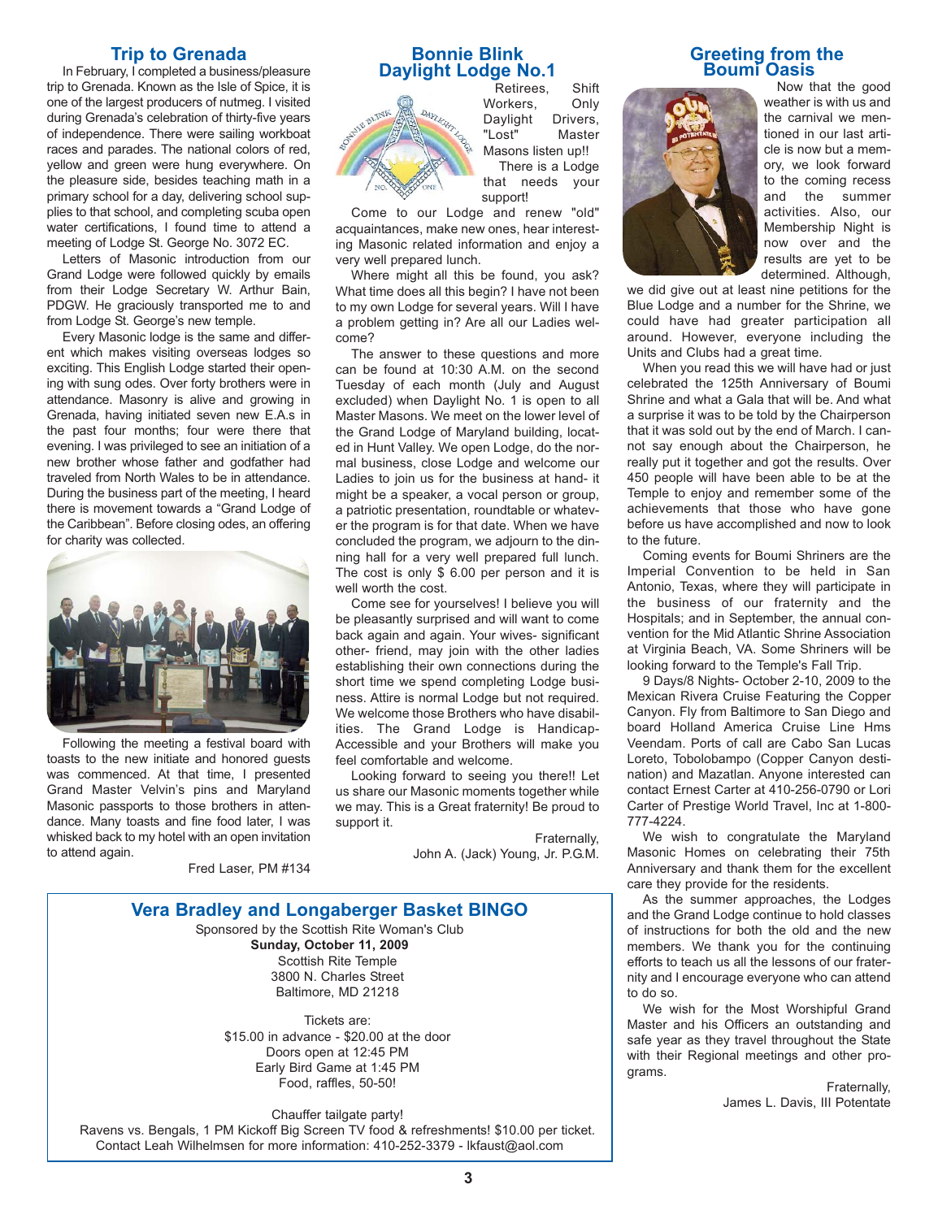## Trip to Grenada

In February, I completed a business/pleasure trip to Grenada. Known as the Isle of Spice, it is one of the largest producers of nutmeg. I visited during Grenada's celebration of thirty-five years of independence. There were sailing workboat races and parades. The national colors of red, yellow and green were hung everywhere. On the pleasure side, besides teaching math in a primary school for a day, delivering school supplies to that school, and completing scuba open water certifications, I found time to attend a meeting of Lodge St. George No. 3072 EC.

Letters of Masonic introduction from our Grand Lodge were followed quickly by emails from their Lodge Secretary W. Arthur Bain, PDGW. He graciously transported me to and from Lodge St. George's new temple.

Every Masonic lodge is the same and different which makes visiting overseas lodges so exciting. This English Lodge started their opening with sung odes. Over forty brothers were in attendance. Masonry is alive and growing in Grenada, having initiated seven new E.A.s in the past four months; four were there that evening. I was privileged to see an initiation of a new brother whose father and godfather had traveled from North Wales to be in attendance. During the business part of the meeting, I heard there is movement towards a "Grand Lodge of the Caribbean". Before closing odes, an offering for charity was collected.

Following the meeting a festival board with toasts to the new initiate and honored guests was commenced. At that time, I presented Grand Master Velvin's pins and Maryland Masonic passports to those brothers in attendance. Many toasts and fine food later, I was whisked back to my hotel with an open invitation to attend again.

Fred Laser, PM #134

## Bonnie Blink Daylight Lodge No.1

Retirees, Shift Workers, Only Daylight Drivers, "Lost" Master Masons listen up!!

There is a Lodge that needs your support!

Come to our Lodge and renew "old" acquaintances, make new ones, hear interesting Masonic related information and enjoy a very well prepared lunch.

Where might all this be found, you ask? What time does all this begin? I have not been to my own Lodge for several years. Will I have a problem getting in? Are all our Ladies welcome?

The answer to these questions and more can be found at 10:30 A.M. on the second Tuesday of each month (July and August excluded) when Daylight No. 1 is open to all Master Masons. We meet on the lower level of the Grand Lodge of Maryland building, located in Hunt Valley. We open Lodge, do the normal business, close Lodge and welcome our Ladies to join us for the business at hand- it might be a speaker, a vocal person or group, a patriotic presentation, roundtable or whatever the program is for that date. When we have concluded the program, we adjourn to the dining hall for a very well prepared full lunch. The cost is only $ 6.00 per person and it is well worth the cost.

Come see for yourselves! I believe you will be pleasantly surprised and will want to come back again and again. Your wives- significant other- friend, may join with the other ladies establishing their own connections during the short time we spend completing Lodge business. Attire is normal Lodge but not required. We welcome those Brothers who have disabilities. The Grand Lodge is Handicap-Accessible and your Brothers will make you feel comfortable and welcome.

Looking forward to seeing you there!! Let us share our Masonic moments together while we may. This is a Great fraternity! Be proud to support it.

Fraternally,
John A. (Jack) Young, Jr. P.G.M.

## Greeting from the Boumi Oasis

Now that the good weather is with us and the carnival we mentioned in our last article is now but a memory, we look forward to the coming recess and the summer activities. Also, our Membership Night is now over and the results are yet to be determined. Although, we did give out at least nine petitions for the Blue Lodge and a number for the Shrine, we could have had greater participation all around. However, everyone including the Units and Clubs had a great time.

When you read this we will have had or just celebrated the 125th Anniversary of Boumi Shrine and what a Gala that will be. And what a surprise it was to be told by the Chairperson that it was sold out by the end of March. I cannot say enough about the Chairperson, he really put it together and got the results. Over 450 people will have been able to be at the Temple to enjoy and remember some of the achievements that those who have gone before us have accomplished and now to look to the future.

Coming events for Boumi Shriners are the Imperial Convention to be held in San Antonio, Texas, where they will participate in the business of our fraternity and the Hospitals; and in September, the annual convention for the Mid Atlantic Shrine Association at Virginia Beach, VA. Some Shriners will be looking forward to the Temple's Fall Trip.

9 Days/8 Nights- October 2-10, 2009 to the Mexican Rivera Cruise Featuring the Copper Canyon. Fly from Baltimore to San Diego and board Holland America Cruise Line Hms Veendam. Ports of call are Cabo San Lucas Loreto, Tobolobampo (Copper Canyon destination) and Mazatlan. Anyone interested can contact Ernest Carter at 410-256-0790 or Lori Carter of Prestige World Travel, Inc at 1-800-777-4224.

We wish to congratulate the Maryland Masonic Homes on celebrating their 75th Anniversary and thank them for the excellent care they provide for the residents.

As the summer approaches, the Lodges and the Grand Lodge continue to hold classes of instructions for both the old and the new members. We thank you for the continuing efforts to teach us all the lessons of our fraternity and I encourage everyone who can attend to do so.

We wish for the Most Worshipful Grand Master and his Officers an outstanding and safe year as they travel throughout the State with their Regional meetings and other programs.

Fraternally,
James L. Davis, III Potentate

## Vera Bradley and Longaberger Basket BINGO

Sponsored by the Scottish Rite Woman's Club
**Sunday, October 11, 2009**
Scottish Rite Temple
3800 N. Charles Street
Baltimore, MD 21218

Tickets are:
$15.00 in advance - $20.00 at the door
Doors open at 12:45 PM
Early Bird Game at 1:45 PM
Food, raffles, 50-50!

Chauffer tailgate party!
Ravens vs. Bengals, 1 PM Kickoff Big Screen TV food & refreshments! $10.00 per ticket.
Contact Leah Wilhelmsen for more information: 410-252-3379 - lkfaust@aol.com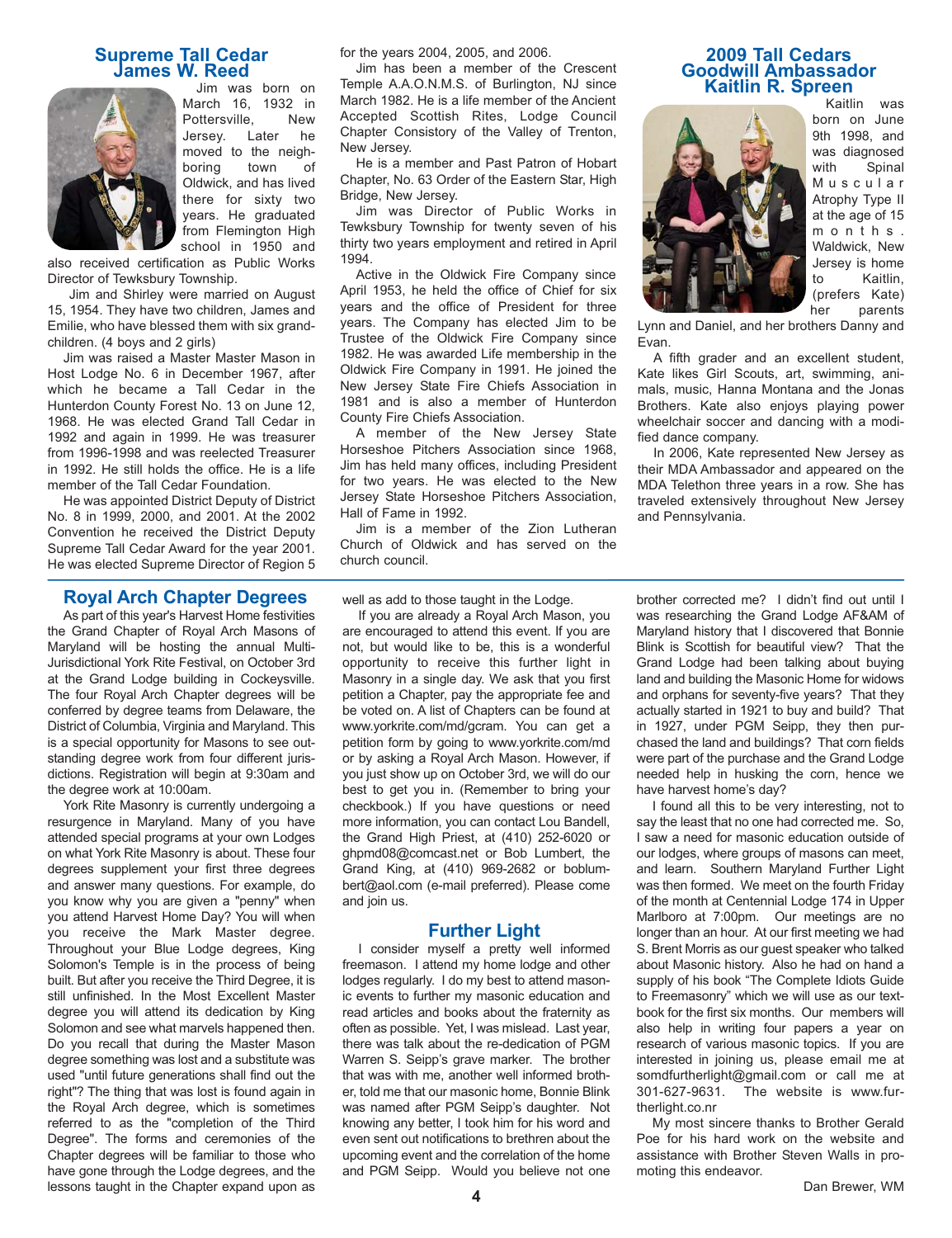## Supreme Tall Cedar James W. Reed

Jim was born on March 16, 1932 in Pottersville, New Jersey. Later he moved to the neighboring town of Oldwick, and has lived there for sixty two years. He graduated from Flemington High school in 1950 and also received certification as Public Works Director of Tewksbury Township.

Jim and Shirley were married on August 15, 1954. They have two children, James and Emilie, who have blessed them with six grandchildren. (4 boys and 2 girls)

Jim was raised a Master Master Mason in Host Lodge No. 6 in December 1967, after which he became a Tall Cedar in the Hunterdon County Forest No. 13 on June 12, 1968. He was elected Grand Tall Cedar in 1992 and again in 1999. He was treasurer from 1996-1998 and was reelected Treasurer in 1992. He still holds the office. He is a life member of the Tall Cedar Foundation.

He was appointed District Deputy of District No. 8 in 1999, 2000, and 2001. At the 2002 Convention he received the District Deputy Supreme Tall Cedar Award for the year 2001. He was elected Supreme Director of Region 5 for the years 2004, 2005, and 2006.

Jim has been a member of the Crescent Temple A.A.O.N.M.S. of Burlington, NJ since March 1982. He is a life member of the Ancient Accepted Scottish Rites, Lodge Council Chapter Consistory of the Valley of Trenton, New Jersey.

He is a member and Past Patron of Hobart Chapter, No. 63 Order of the Eastern Star, High Bridge, New Jersey.

Jim was Director of Public Works in Tewksbury Township for twenty seven of his thirty two years employment and retired in April 1994.

Active in the Oldwick Fire Company since April 1953, he held the office of Chief for six years and the office of President for three years. The Company has elected Jim to be Trustee of the Oldwick Fire Company since 1982. He was awarded Life membership in the Oldwick Fire Company in 1991. He joined the New Jersey State Fire Chiefs Association in 1981 and is also a member of Hunterdon County Fire Chiefs Association.

A member of the New Jersey State Horseshoe Pitchers Association since 1968, Jim has held many offices, including President for two years. He was elected to the New Jersey State Horseshoe Pitchers Association, Hall of Fame in 1992.

Jim is a member of the Zion Lutheran Church of Oldwick and has served on the church council.

## 2009 Tall Cedars Goodwill Ambassador Kaitlin R. Spreen

Kaitlin was born on June 9th 1998, and was diagnosed with Spinal Muscular Atrophy Type II at the age of 15 months. Waldwick, New Jersey is home to Kaitlin, (prefers Kate) her parents Lynn and Daniel, and her brothers Danny and Evan.

A fifth grader and an excellent student, Kate likes Girl Scouts, art, swimming, animals, music, Hanna Montana and the Jonas Brothers. Kate also enjoys playing power wheelchair soccer and dancing with a modified dance company.

In 2006, Kate represented New Jersey as their MDA Ambassador and appeared on the MDA Telethon three years in a row. She has traveled extensively throughout New Jersey and Pennsylvania.

## Royal Arch Chapter Degrees

As part of this year's Harvest Home festivities the Grand Chapter of Royal Arch Masons of Maryland will be hosting the annual Multi-Jurisdictional York Rite Festival, on October 3rd at the Grand Lodge building in Cockeysville. The four Royal Arch Chapter degrees will be conferred by degree teams from Delaware, the District of Columbia, Virginia and Maryland. This is a special opportunity for Masons to see outstanding degree work from four different jurisdictions. Registration will begin at 9:30am and the degree work at 10:00am.

York Rite Masonry is currently undergoing a resurgence in Maryland. Many of you have attended special programs at your own Lodges on what York Rite Masonry is about. These four degrees supplement your first three degrees and answer many questions. For example, do you know why you are given a "penny" when you attend Harvest Home Day? You will when you receive the Mark Master degree. Throughout your Blue Lodge degrees, King Solomon's Temple is in the process of being built. But after you receive the Third Degree, it is still unfinished. In the Most Excellent Master degree you will attend its dedication by King Solomon and see what marvels happened then. Do you recall that during the Master Mason degree something was lost and a substitute was used "until future generations shall find out the right"? The thing that was lost is found again in the Royal Arch degree, which is sometimes referred to as the "completion of the Third Degree". The forms and ceremonies of the Chapter degrees will be familiar to those who have gone through the Lodge degrees, and the lessons taught in the Chapter expand upon as well as add to those taught in the Lodge.

If you are already a Royal Arch Mason, you are encouraged to attend this event. If you are not, but would like to be, this is a wonderful opportunity to receive this further light in Masonry in a single day. We ask that you first petition a Chapter, pay the appropriate fee and be voted on. A list of Chapters can be found at www.yorkrite.com/md/gcram. You can get a petition form by going to www.yorkrite.com/md or by asking a Royal Arch Mason. However, if you just show up on October 3rd, we will do our best to get you in. (Remember to bring your checkbook.) If you have questions or need more information, you can contact Lou Bandell, the Grand High Priest, at (410) 252-6020 or ghpmd08@comcast.net or Bob Lumbert, the Grand King, at (410) 969-2682 or boblumbert@aol.com (e-mail preferred). Please come and join us.

## Further Light

I consider myself a pretty well informed freemason. I attend my home lodge and other lodges regularly. I do my best to attend masonic events to further my masonic education and read articles and books about the fraternity as often as possible. Yet, I was mislead. Last year, there was talk about the re-dedication of PGM Warren S. Seipp's grave marker. The brother that was with me, another well informed brother, told me that our masonic home, Bonnie Blink was named after PGM Seipp's daughter. Not knowing any better, I took him for his word and even sent out notifications to brethren about the upcoming event and the correlation of the home and PGM Seipp. Would you believe not one brother corrected me? I didn't find out until I was researching the Grand Lodge AF&AM of Maryland history that I discovered that Bonnie Blink is Scottish for beautiful view? That the Grand Lodge had been talking about buying land and building the Masonic Home for widows and orphans for seventy-five years? That they actually started in 1921 to buy and build? That in 1927, under PGM Seipp, they then purchased the land and buildings? That corn fields were part of the purchase and the Grand Lodge needed help in husking the corn, hence we have harvest home's day?

I found all this to be very interesting, not to say the least that no one had corrected me. So, I saw a need for masonic education outside of our lodges, where groups of masons can meet, and learn. Southern Maryland Further Light was then formed. We meet on the fourth Friday of the month at Centennial Lodge 174 in Upper Marlboro at 7:00pm. Our meetings are no longer than an hour. At our first meeting we had S. Brent Morris as our guest speaker who talked about Masonic history. Also he had on hand a supply of his book "The Complete Idiots Guide to Freemasonry" which we will use as our textbook for the first six months. Our members will also help in writing four papers a year on research of various masonic topics. If you are interested in joining us, please email me at somdfurtherlight@gmail.com or call me at 301-627-9631. The website is www.furtherlight.co.nr

My most sincere thanks to Brother Gerald Poe for his hard work on the website and assistance with Brother Steven Walls in promoting this endeavor.

Dan Brewer, WM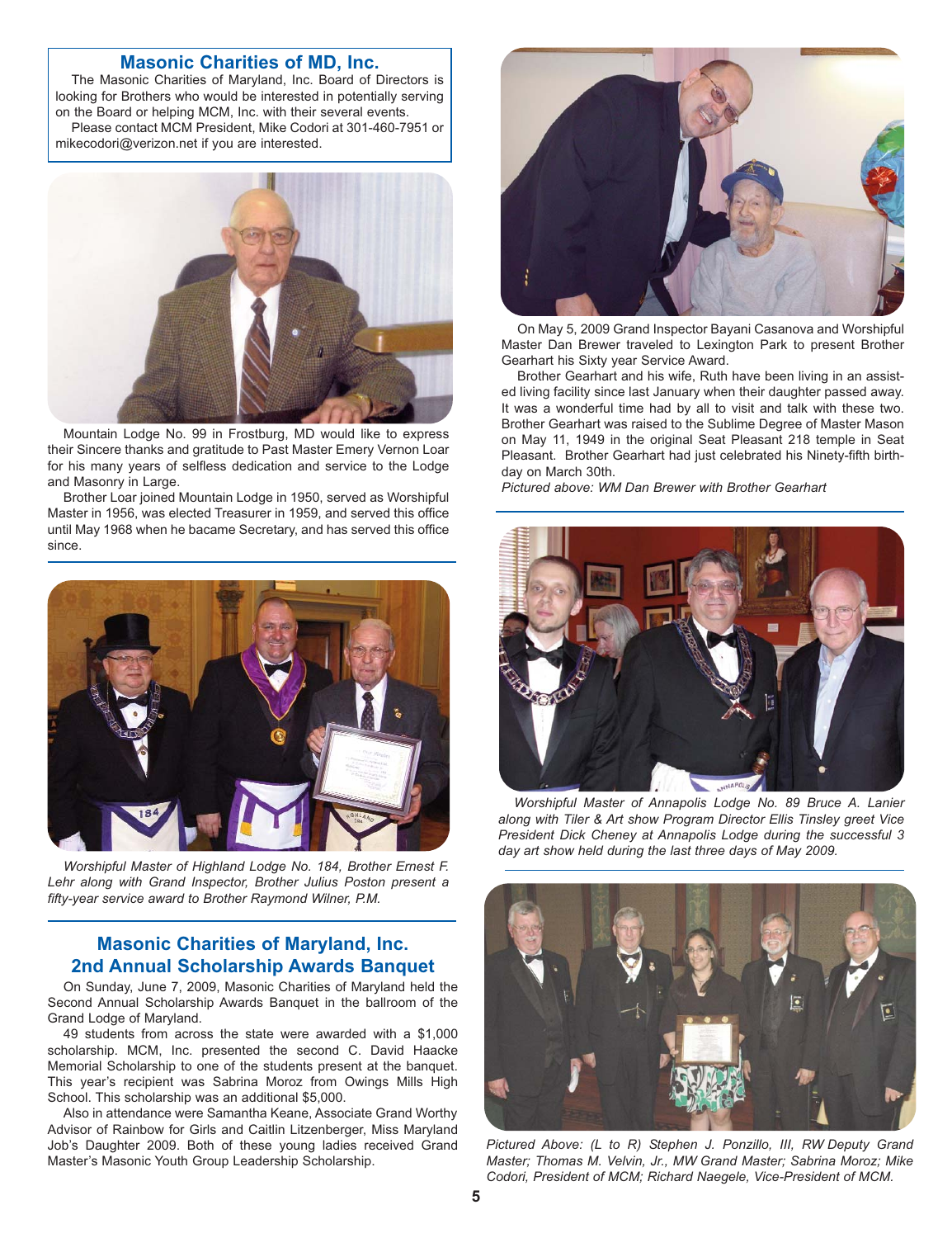## Masonic Charities of MD, Inc.

The Masonic Charities of Maryland, Inc. Board of Directors is looking for Brothers who would be interested in potentially serving on the Board or helping MCM, Inc. with their several events.

Please contact MCM President, Mike Codori at 301-460-7951 or mikecodori@verizon.net if you are interested.

Mountain Lodge No. 99 in Frostburg, MD would like to express their Sincere thanks and gratitude to Past Master Emery Vernon Loar for his many years of selfless dedication and service to the Lodge and Masonry in Large.

Brother Loar joined Mountain Lodge in 1950, served as Worshipful Master in 1956, was elected Treasurer in 1959, and served this office until May 1968 when he bacame Secretary, and has served this office since.

*Worshipful Master of Highland Lodge No. 184, Brother Ernest F. Lehr along with Grand Inspector, Brother Julius Poston present a fifty-year service award to Brother Raymond Wilner, P.M.*

## Masonic Charities of Maryland, Inc. 2nd Annual Scholarship Awards Banquet

On Sunday, June 7, 2009, Masonic Charities of Maryland held the Second Annual Scholarship Awards Banquet in the ballroom of the Grand Lodge of Maryland.

49 students from across the state were awarded with a $1,000 scholarship. MCM, Inc. presented the second C. David Haacke Memorial Scholarship to one of the students present at the banquet. This year's recipient was Sabrina Moroz from Owings Mills High School. This scholarship was an additional $5,000.

Also in attendance were Samantha Keane, Associate Grand Worthy Advisor of Rainbow for Girls and Caitlin Litzenberger, Miss Maryland Job's Daughter 2009. Both of these young ladies received Grand Master's Masonic Youth Group Leadership Scholarship.

On May 5, 2009 Grand Inspector Bayani Casanova and Worshipful Master Dan Brewer traveled to Lexington Park to present Brother Gearhart his Sixty year Service Award.

Brother Gearhart and his wife, Ruth have been living in an assisted living facility since last January when their daughter passed away. It was a wonderful time had by all to visit and talk with these two. Brother Gearhart was raised to the Sublime Degree of Master Mason on May 11, 1949 in the original Seat Pleasant 218 temple in Seat Pleasant. Brother Gearhart had just celebrated his Ninety-fifth birthday on March 30th.

*Pictured above: WM Dan Brewer with Brother Gearhart*

*Worshipful Master of Annapolis Lodge No. 89 Bruce A. Lanier along with Tiler & Art show Program Director Ellis Tinsley greet Vice President Dick Cheney at Annapolis Lodge during the successful 3 day art show held during the last three days of May 2009.*

*Pictured Above: (L to R) Stephen J. Ponzillo, III, RW Deputy Grand Master; Thomas M. Velvin, Jr., MW Grand Master; Sabrina Moroz; Mike Codori, President of MCM; Richard Naegele, Vice-President of MCM.*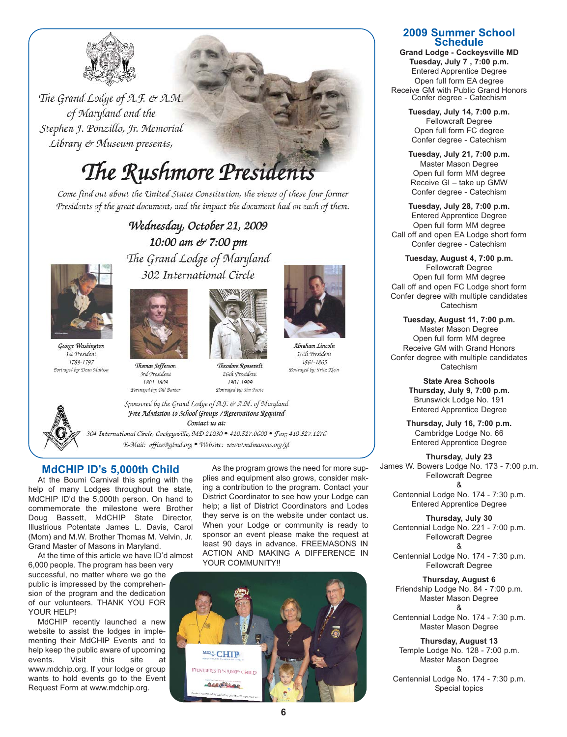The Grand Lodge of A.F. & A.M. of Maryland and the Stephen J. Ponzillo, Jr. Memorial Library & Museum presents,

# The Rushmore Presidents

*Come find out about the United States Constitution, the views of these four former Presidents of the great document, and the impact the document had on each of them.*

**Wednesday, October 21, 2009**
**10:00 am & 7:00 pm**
**The Grand Lodge of Maryland**
**302 International Circle**

George Washington
1st President
1789-1797
Portrayed by: Dean Malissa

Thomas Jefferson
3rd President
1801-1809
Portrayed by: Bill Barker

Theodore Roosevelt
26th President
1901-1909
Portrayed by: Jim Foote

Abraham Lincoln
16th President
1861-1865
Portrayed by: Fritz Klein

Sponsored by the Grand Lodge of A.F. & A.M. of Maryland
*Free Admission to School Groups / Reservations Required*
Contact us at:
304 International Circle, Cockeysville, MD 21030 • 410.527.0600 • Fax: 410.527.1276
E-Mail: office@glmd.org • Website: www.mdmasons.org/gl

## MdCHIP ID's 5,000th Child

At the Boumi Carnival this spring with the help of many Lodges throughout the state, MdCHIP ID'd the 5,000th person. On hand to commemorate the milestone were Brother Doug Bassett, MdCHIP State Director, Illustrious Potentate James L. Davis, Carol (Mom) and M.W. Brother Thomas M. Velvin, Jr. Grand Master of Masons in Maryland.

At the time of this article we have ID'd almost 6,000 people. The program has been very successful, no matter where we go the public is impressed by the comprehension of the program and the dedication of our volunteers. THANK YOU FOR YOUR HELP!

MdCHIP recently launched a new website to assist the lodges in implementing their MdCHIP Events and to help keep the public aware of upcoming events. Visit this site at www.mdchip.org. If your lodge or group wants to hold events go to the Event Request Form at www.mdchip.org.

As the program grows the need for more supplies and equipment also grows, consider making a contribution to the program. Contact your District Coordinator to see how your Lodge can help; a list of District Coordinators and Lodes they serve is on the website under contact us. When your Lodge or community is ready to sponsor an event please make the request at least 90 days in advance. FREEMASONS IN ACTION AND MAKING A DIFFERENCE IN YOUR COMMUNITY!!

## 2009 Summer School Schedule

**Grand Lodge - Cockeysville MD**

**Tuesday, July 7 , 7:00 p.m.**
Entered Apprentice Degree
Open full form EA degree
Receive GM with Public Grand Honors
Confer degree - Catechism

**Tuesday, July 14, 7:00 p.m.**
Fellowcraft Degree
Open full form FC degree
Confer degree - Catechism

**Tuesday, July 21, 7:00 p.m.**
Master Mason Degree
Open full form MM degree
Receive GI – take up GMW
Confer degree - Catechism

**Tuesday, July 28, 7:00 p.m.**
Entered Apprentice Degree
Open full form MM degree
Call off and open EA Lodge short form
Confer degree - Catechism

**Tuesday, August 4, 7:00 p.m.**
Fellowcraft Degree
Open full form MM degree
Call off and open FC Lodge short form
Confer degree with multiple candidates
Catechism

**Tuesday, August 11, 7:00 p.m.**
Master Mason Degree
Open full form MM degree
Receive GM with Grand Honors
Confer degree with multiple candidates
Catechism

**State Area Schools**

**Thursday, July 9, 7:00 p.m.**
Brunswick Lodge No. 191
Entered Apprentice Degree

**Thursday, July 16, 7:00 p.m.**
Cambridge Lodge No. 66
Entered Apprentice Degree

**Thursday, July 23**
James W. Bowers Lodge No. 173 - 7:00 p.m.
Fellowcraft Degree
&
Centennial Lodge No. 174 - 7:30 p.m.
Entered Apprentice Degree

**Thursday, July 30**
Centennial Lodge No. 221 - 7:00 p.m.
Fellowcraft Degree
&
Centennial Lodge No. 174 - 7:30 p.m.
Fellowcraft Degree

**Thursday, August 6**
Friendship Lodge No. 84 - 7:00 p.m.
Master Mason Degree
&
Centennial Lodge No. 174 - 7:30 p.m.
Master Mason Degree

**Thursday, August 13**
Temple Lodge No. 128 - 7:00 p.m.
Master Mason Degree
&
Centennial Lodge No. 174 - 7:30 p.m.
Special topics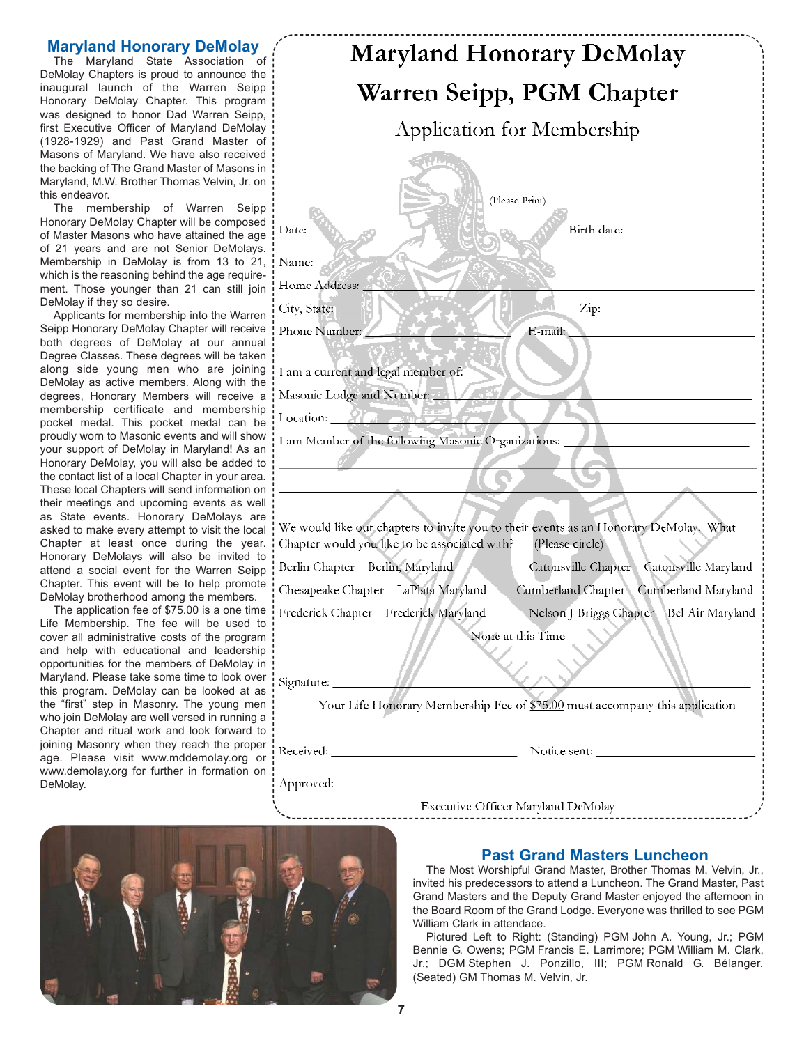## Maryland Honorary DeMolay

The Maryland State Association of DeMolay Chapters is proud to announce the inaugural launch of the Warren Seipp Honorary DeMolay Chapter. This program was designed to honor Dad Warren Seipp, first Executive Officer of Maryland DeMolay (1928-1929) and Past Grand Master of Masons of Maryland. We have also received the backing of The Grand Master of Masons in Maryland, M.W. Brother Thomas Velvin, Jr. on this endeavor.

The membership of Warren Seipp Honorary DeMolay Chapter will be composed of Master Masons who have attained the age of 21 years and are not Senior DeMolays. Membership in DeMolay is from 13 to 21, which is the reasoning behind the age requirement. Those younger than 21 can still join DeMolay if they so desire.

Applicants for membership into the Warren Seipp Honorary DeMolay Chapter will receive both degrees of DeMolay at our annual Degree Classes. These degrees will be taken along side young men who are joining DeMolay as active members. Along with the degrees, Honorary Members will receive a membership certificate and membership pocket medal. This pocket medal can be proudly worn to Masonic events and will show your support of DeMolay in Maryland! As an Honorary DeMolay, you will also be added to the contact list of a local Chapter in your area. These local Chapters will send information on their meetings and upcoming events as well as State events. Honorary DeMolays are asked to make every attempt to visit the local Chapter at least once during the year. Honorary DeMolays will also be invited to attend a social event for the Warren Seipp Chapter. This event will be to help promote DeMolay brotherhood among the members.

The application fee of $75.00 is a one time Life Membership. The fee will be used to cover all administrative costs of the program and help with educational and leadership opportunities for the members of DeMolay in Maryland. Please take some time to look over this program. DeMolay can be looked at as the "first" step in Masonry. The young men who join DeMolay are well versed in running a Chapter and ritual work and look forward to joining Masonry when they reach the proper age. Please visit www.mddemolay.org or www.demolay.org for further in formation on DeMolay.

# Maryland Honorary DeMolay

# Warren Seipp, PGM Chapter

## Application for Membership

(Please Print)

Date: ____________________ Birth date: ____________________

Name: ________________________________________________

Home Address: __________________________________________

City, State: ____________________ Zip: ____________________

Phone Number: ____________________ E-mail: ____________________

I am a current and legal member of:

Masonic Lodge and Number: ______________________________

Location: ______________________________________________

I am Member of the following Masonic Organizations: ____________________

________________________________________________________

________________________________________________________

We would like our chapters to invite you to their events as an Honorary DeMolay. What Chapter would you like to be associated with? (Please circle)

Berlin Chapter – Berlin, Maryland — Catonsville Chapter – Catonsville Maryland

Chesapeake Chapter – LaPlata Maryland — Cumberland Chapter – Cumberland Maryland

Frederick Chapter – Frederick Maryland — Nelson J Briggs Chapter – Bel Air Maryland

None at this Time

Signature: ______________________________________________

Your Life Honorary Membership Fee of $75.00 must accompany this application

Received: ____________________ Notice sent: ____________________

Approved: ______________________________________________

Executive Officer Maryland DeMolay

## Past Grand Masters Luncheon

The Most Worshipful Grand Master, Brother Thomas M. Velvin, Jr., invited his predecessors to attend a Luncheon. The Grand Master, Past Grand Masters and the Deputy Grand Master enjoyed the afternoon in the Board Room of the Grand Lodge. Everyone was thrilled to see PGM William Clark in attendace.

Pictured Left to Right: (Standing) PGM John A. Young, Jr.; PGM Bennie G. Owens; PGM Francis E. Larrimore; PGM William M. Clark, Jr.; DGM Stephen J. Ponzillo, III; PGM Ronald G. Bélanger. (Seated) GM Thomas M. Velvin, Jr.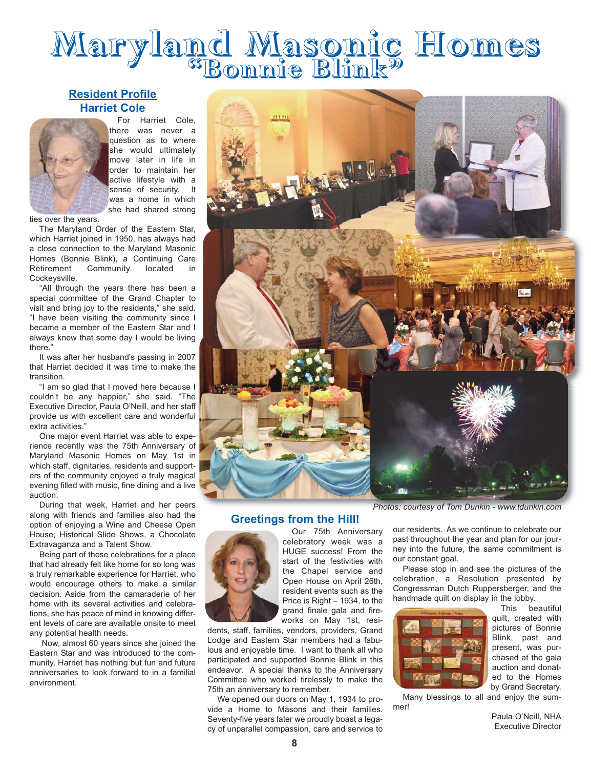# Maryland Masonic Homes
## "Bonnie Blink"

### Resident Profile
### Harriet Cole

For Harriet Cole, there was never a question as to where she would ultimately move later in life in order to maintain her active lifestyle with a sense of security. It was a home in which she had shared strong ties over the years.

The Maryland Order of the Eastern Star, which Harriet joined in 1950, has always had a close connection to the Maryland Masonic Homes (Bonnie Blink), a Continuing Care Retirement Community located in Cockeysville.

"All through the years there has been a special committee of the Grand Chapter to visit and bring joy to the residents," she said. "I have been visiting the community since I became a member of the Eastern Star and I always knew that some day I would be living there."

It was after her husband's passing in 2007 that Harriet decided it was time to make the transition.

"I am so glad that I moved here because I couldn't be any happier," she said. "The Executive Director, Paula O'Neill, and her staff provide us with excellent care and wonderful extra activities."

One major event Harriet was able to experience recently was the 75th Anniversary of Maryland Masonic Homes on May 1st in which staff, dignitaries, residents and supporters of the community enjoyed a truly magical evening filled with music, fine dining and a live auction.

During that week, Harriet and her peers along with friends and families also had the option of enjoying a Wine and Cheese Open House, Historical Slide Shows, a Chocolate Extravaganza and a Talent Show.

Being part of these celebrations for a place that had already felt like home for so long was a truly remarkable experience for Harriet, who would encourage others to make a similar decision. Aside from the camaraderie of her home with its several activities and celebrations, she has peace of mind in knowing different levels of care are available onsite to meet any potential health needs.

Now, almost 60 years since she joined the Eastern Star and was introduced to the community, Harriet has nothing but fun and future anniversaries to look forward to in a familial environment.

*Photos: courtesy of Tom Dunkin - www.tdunkin.com*

### Greetings from the Hill!

Our 75th Anniversary celebratory week was a HUGE success! From the start of the festivities with the Chapel service and Open House on April 26th, resident events such as the Price is Right – 1934, to the grand finale gala and fireworks on May 1st, residents, staff, families, vendors, providers, Grand Lodge and Eastern Star members had a fabulous and enjoyable time. I want to thank all who participated and supported Bonnie Blink in this endeavor. A special thanks to the Anniversary Committee who worked tirelessly to make the 75th an anniversary to remember.

We opened our doors on May 1, 1934 to provide a Home to Masons and their families. Seventy-five years later we proudly boast a legacy of unparallel compassion, care and service to our residents. As we continue to celebrate our past throughout the year and plan for our journey into the future, the same commitment is our constant goal.

Please stop in and see the pictures of the celebration, a Resolution presented by Congressman Dutch Ruppersberger, and the handmade quilt on display in the lobby.

This beautiful quilt, created with pictures of Bonnie Blink, past and present, was purchased at the gala auction and donated to the Homes by Grand Secretary.

Many blessings to all and enjoy the summer!

Paula O'Neill, NHA
Executive Director